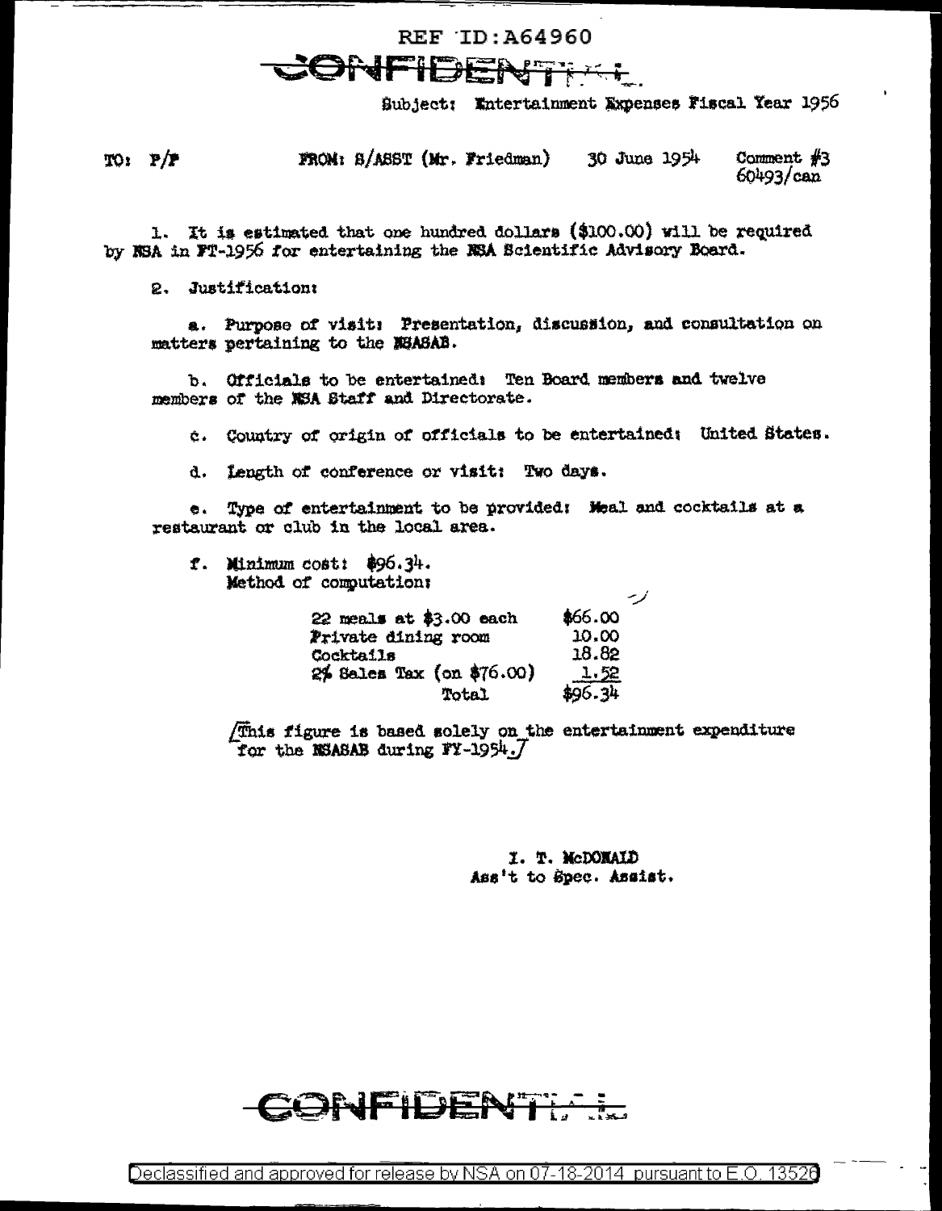REF ID:A64960

CONFIDENTIAL

Subject: Entertainment Expenses Fiscal Year 1956

TO: P/P    FROM: S/ASST (Mr. Friedman)    30 June 1954    Comment #3
60493/can

1. It is estimated that one hundred dollars ($100.00) will be required by NSA in FY-1956 for entertaining the NSA Scientific Advisory Board.

2. Justification:

a. Purpose of visit: Presentation, discussion, and consultation on matters pertaining to the NSASAB.

b. Officials to be entertained: Ten Board members and twelve members of the NSA Staff and Directorate.

c. Country of origin of officials to be entertained: United States.

d. Length of conference or visit: Two days.

e. Type of entertainment to be provided: Meal and cocktails at a restaurant or club in the local area.

f. Minimum cost: $96.34.
Method of computation:

| | |
|---|---|
| 22 meals at $3.00 each | $66.00 |
| Private dining room | 10.00 |
| Cocktails | 18.82 |
| 2% Sales Tax (on $76.00) | 1.52 |
| Total | $96.34 |

[This figure is based solely on the entertainment expenditure for the NSASAB during FY-1954.]

I. T. McDONALD
Ass't to Spec. Assist.

CONFIDENTIAL

Declassified and approved for release by NSA on 07-18-2014 pursuant to E.O. 13526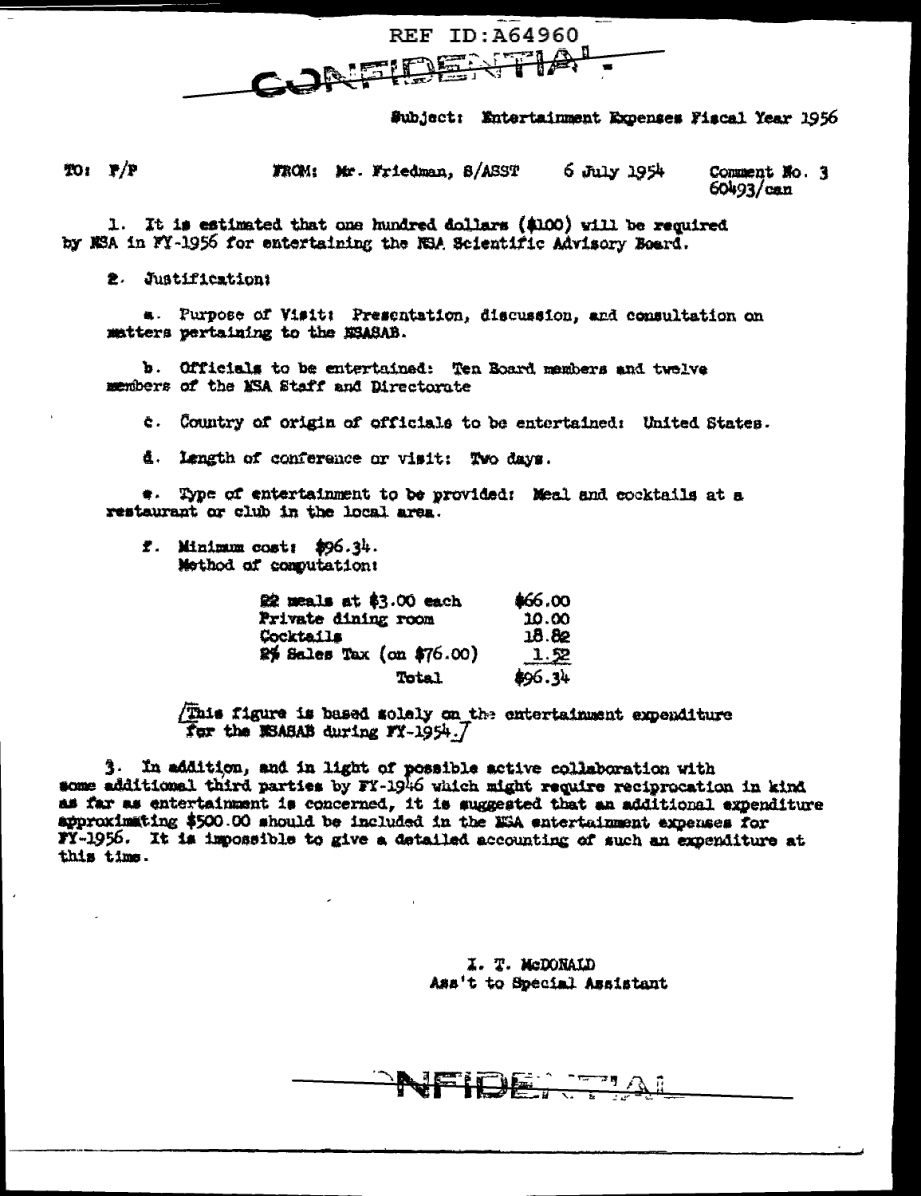REF ID:A64960

CONFIDENTIAL

Subject: Entertainment Expenses Fiscal Year 1956

TO: P/P FROM: Mr. Friedman, S/ASST 6 July 1954 Comment No. 3
60493/can

1. It is estimated that one hundred dollars ($100) will be required by NSA in FY-1956 for entertaining the NSA Scientific Advisory Board.

2. Justification:

a. Purpose of Visit: Presentation, discussion, and consultation on matters pertaining to the NSASAB.

b. Officials to be entertained: Ten Board members and twelve members of the NSA Staff and Directorate

c. Country of origin of officials to be entertained: United States.

d. Length of conference or visit: Two days.

e. Type of entertainment to be provided: Meal and cocktails at a restaurant or club in the local area.

f. Minimum cost: $96.34.
Method of computation:

| | |
|---|---|
| 22 meals at $3.00 each | $66.00 |
| Private dining room | 10.00 |
| Cocktails | 18.82 |
| 2% Sales Tax (on $76.00) | 1.52 |
| Total | $96.34 |

[This figure is based solely on the entertainment expenditure for the NSASAB during FY-1954.]

3. In addition, and in light of possible active collaboration with some additional third parties by FY-1946 which might require reciprocation in kind as far as entertainment is concerned, it is suggested that an additional expenditure approximating $500.00 should be included in the NSA entertainment expenses for FY-1956. It is impossible to give a detailed accounting of such an expenditure at this time.

I. T. McDONALD
Ass't to Special Assistant

CONFIDENTIAL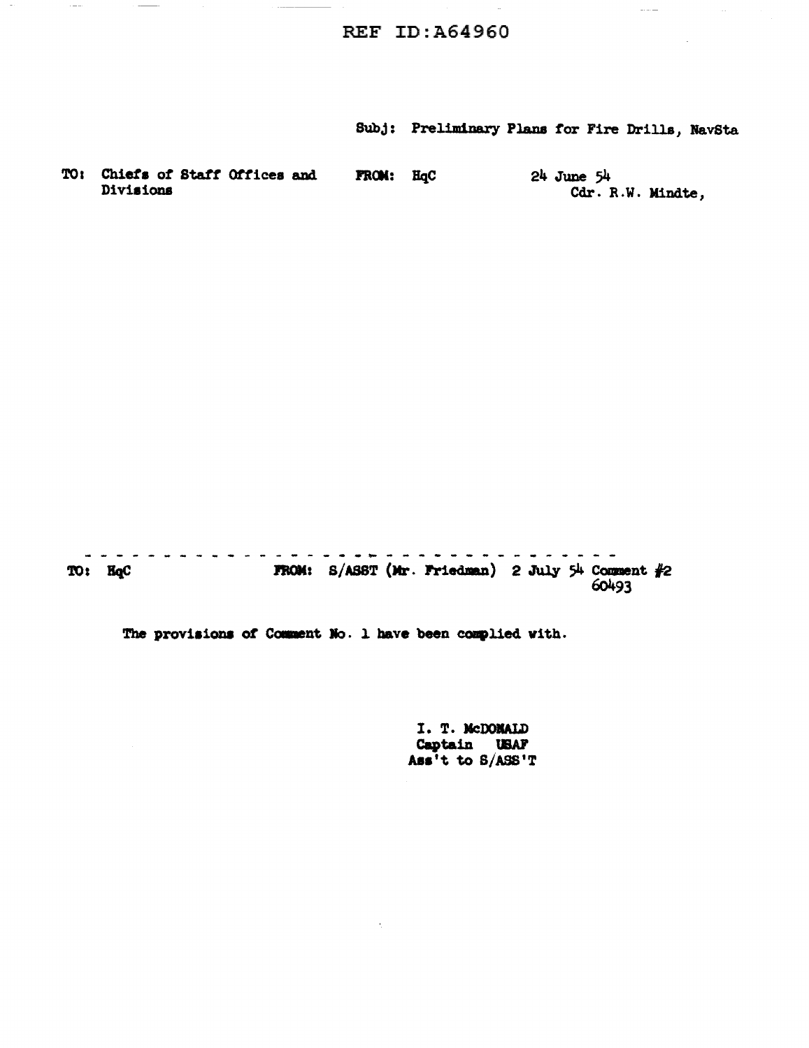REF ID:A64960

Subj: Preliminary Plans for Fire Drills, NavSta

TO: Chiefs of Staff Offices and Divisions    FROM: HqC    24 June 54
Cdr. R.W. Mindte,

- - - - - - - - - - - - - - - - - - - - - - - - - - - - - - - - - -

TO: HqC    FROM: S/ASST (Mr. Friedman) 2 July 54 Comment #2
60493

The provisions of Comment No. 1 have been complied with.

I. T. McDONALD
Captain USAF
Ass't to S/ASS'T